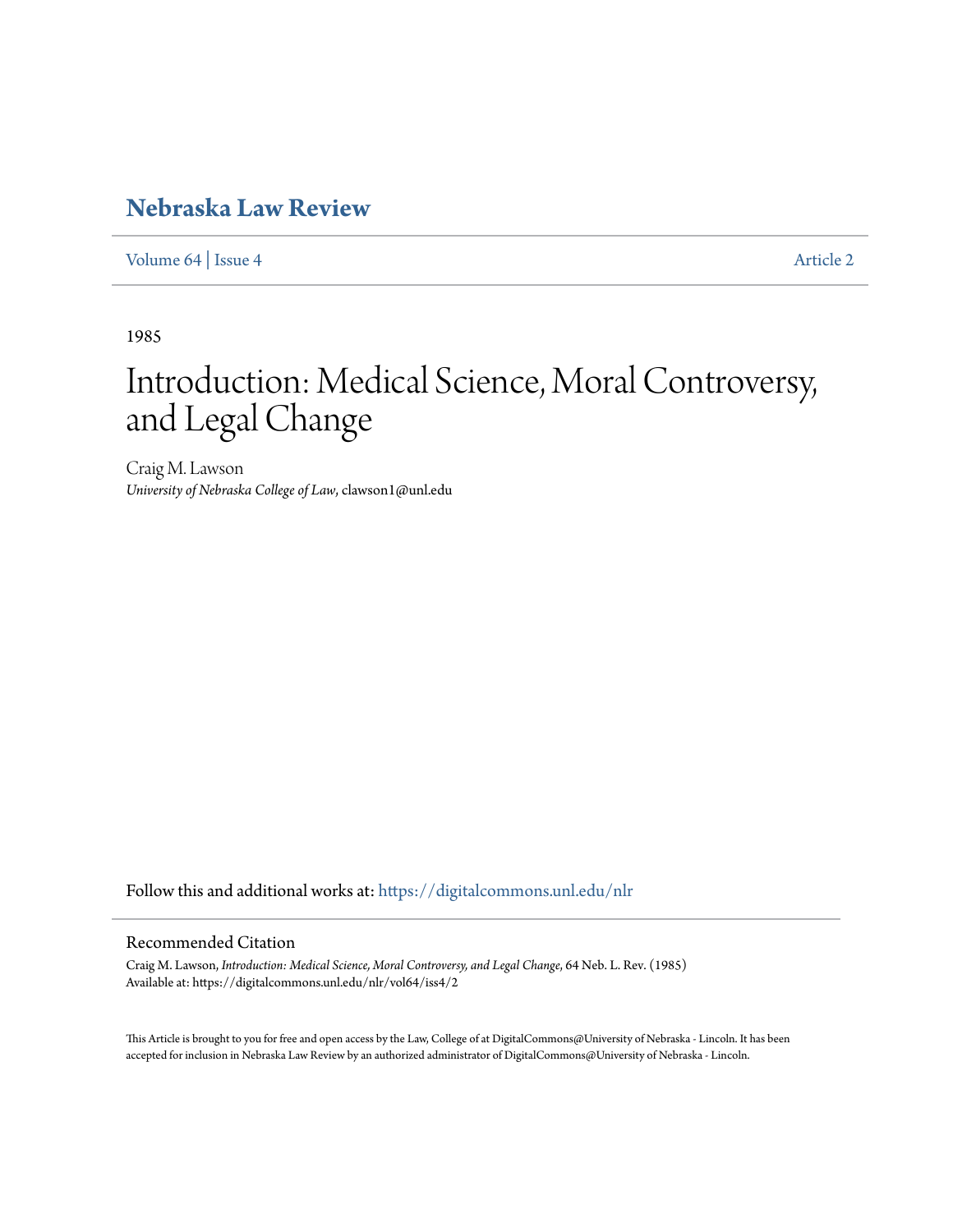# Nebraska Law Review

Volume 64 | Issue 4 Article 2

1985

# Introduction: Medical Science, Moral Controversy, and Legal Change

Craig M. Lawson
*University of Nebraska College of Law*, clawson1@unl.edu

Follow this and additional works at: https://digitalcommons.unl.edu/nlr

## Recommended Citation

Craig M. Lawson, *Introduction: Medical Science, Moral Controversy, and Legal Change*, 64 Neb. L. Rev. (1985)
Available at: https://digitalcommons.unl.edu/nlr/vol64/iss4/2

This Article is brought to you for free and open access by the Law, College of at DigitalCommons@University of Nebraska - Lincoln. It has been accepted for inclusion in Nebraska Law Review by an authorized administrator of DigitalCommons@University of Nebraska - Lincoln.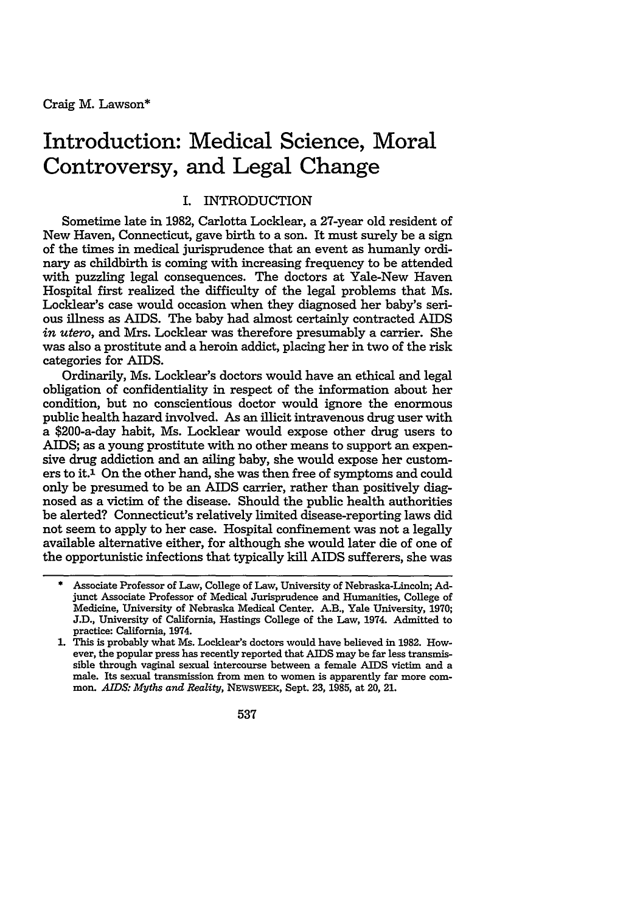Craig M. Lawson*

# Introduction: Medical Science, Moral Controversy, and Legal Change

## I. INTRODUCTION

Sometime late in 1982, Carlotta Locklear, a 27-year old resident of New Haven, Connecticut, gave birth to a son. It must surely be a sign of the times in medical jurisprudence that an event as humanly ordinary as childbirth is coming with increasing frequency to be attended with puzzling legal consequences. The doctors at Yale-New Haven Hospital first realized the difficulty of the legal problems that Ms. Locklear's case would occasion when they diagnosed her baby's serious illness as AIDS. The baby had almost certainly contracted AIDS *in utero*, and Mrs. Locklear was therefore presumably a carrier. She was also a prostitute and a heroin addict, placing her in two of the risk categories for AIDS.

Ordinarily, Ms. Locklear's doctors would have an ethical and legal obligation of confidentiality in respect of the information about her condition, but no conscientious doctor would ignore the enormous public health hazard involved. As an illicit intravenous drug user with a $200-a-day habit, Ms. Locklear would expose other drug users to AIDS; as a young prostitute with no other means to support an expensive drug addiction and an ailing baby, she would expose her customers to it.[1] On the other hand, she was then free of symptoms and could only be presumed to be an AIDS carrier, rather than positively diagnosed as a victim of the disease. Should the public health authorities be alerted? Connecticut's relatively limited disease-reporting laws did not seem to apply to her case. Hospital confinement was not a legally available alternative either, for although she would later die of one of the opportunistic infections that typically kill AIDS sufferers, she was

---

\* Associate Professor of Law, College of Law, University of Nebraska-Lincoln; Adjunct Associate Professor of Medical Jurisprudence and Humanities, College of Medicine, University of Nebraska Medical Center. A.B., Yale University, 1970; J.D., University of California, Hastings College of the Law, 1974. Admitted to practice: California, 1974.

1. This is probably what Ms. Locklear's doctors would have believed in 1982. However, the popular press has recently reported that AIDS may be far less transmissible through vaginal sexual intercourse between a female AIDS victim and a male. Its sexual transmission from men to women is apparently far more common. *AIDS: Myths and Reality*, NEWSWEEK, Sept. 23, 1985, at 20, 21.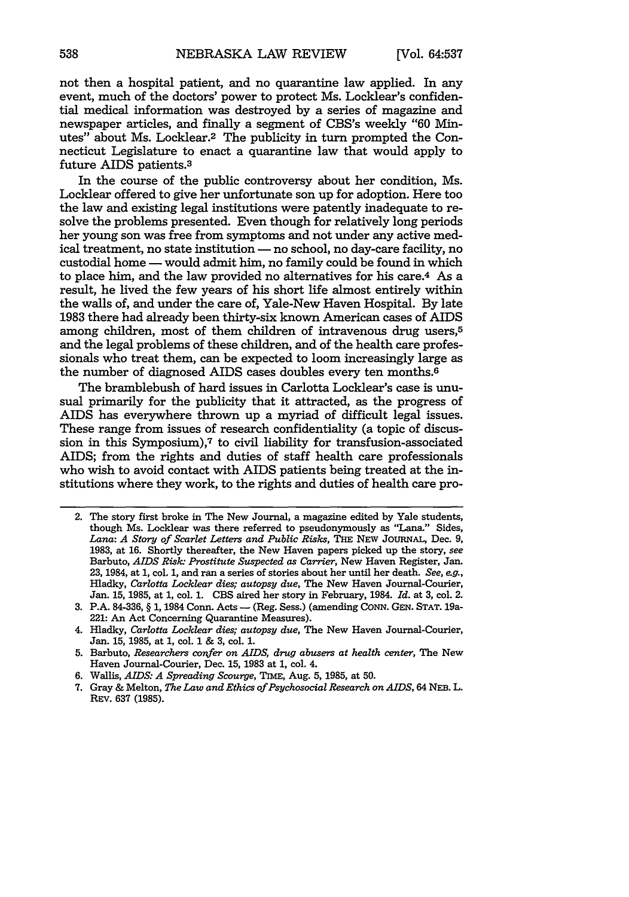not then a hospital patient, and no quarantine law applied. In any event, much of the doctors' power to protect Ms. Locklear's confidential medical information was destroyed by a series of magazine and newspaper articles, and finally a segment of CBS's weekly "60 Minutes" about Ms. Locklear.[2] The publicity in turn prompted the Connecticut Legislature to enact a quarantine law that would apply to future AIDS patients.[3]

In the course of the public controversy about her condition, Ms. Locklear offered to give her unfortunate son up for adoption. Here too the law and existing legal institutions were patently inadequate to resolve the problems presented. Even though for relatively long periods her young son was free from symptoms and not under any active medical treatment, no state institution — no school, no day-care facility, no custodial home — would admit him, no family could be found in which to place him, and the law provided no alternatives for his care.[4] As a result, he lived the few years of his short life almost entirely within the walls of, and under the care of, Yale-New Haven Hospital. By late 1983 there had already been thirty-six known American cases of AIDS among children, most of them children of intravenous drug users,[5] and the legal problems of these children, and of the health care professionals who treat them, can be expected to loom increasingly large as the number of diagnosed AIDS cases doubles every ten months.[6]

The bramblebush of hard issues in Carlotta Locklear's case is unusual primarily for the publicity that it attracted, as the progress of AIDS has everywhere thrown up a myriad of difficult legal issues. These range from issues of research confidentiality (a topic of discussion in this Symposium),[7] to civil liability for transfusion-associated AIDS; from the rights and duties of staff health care professionals who wish to avoid contact with AIDS patients being treated at the institutions where they work, to the rights and duties of health care pro-

---

2. The story first broke in The New Journal, a magazine edited by Yale students, though Ms. Locklear was there referred to pseudonymously as "Lana." Sides, *Lana: A Story of Scarlet Letters and Public Risks*, THE NEW JOURNAL, Dec. 9, 1983, at 16. Shortly thereafter, the New Haven papers picked up the story, *see* Barbuto, *AIDS Risk: Prostitute Suspected as Carrier*, New Haven Register, Jan. 23, 1984, at 1, col. 1, and ran a series of stories about her until her death. *See, e.g.*, Hladky, *Carlotta Locklear dies; autopsy due*, The New Haven Journal-Courier, Jan. 15, 1985, at 1, col. 1. CBS aired her story in February, 1984. *Id.* at 3, col. 2.
3. P.A. 84-336, § 1, 1984 Conn. Acts — (Reg. Sess.) (amending CONN. GEN. STAT. 19a-221: An Act Concerning Quarantine Measures).
4. Hladky, *Carlotta Locklear dies; autopsy due*, The New Haven Journal-Courier, Jan. 15, 1985, at 1, col. 1 & 3, col. 1.
5. Barbuto, *Researchers confer on AIDS, drug abusers at health center*, The New Haven Journal-Courier, Dec. 15, 1983 at 1, col. 4.
6. Wallis, *AIDS: A Spreading Scourge*, TIME, Aug. 5, 1985, at 50.
7. Gray & Melton, *The Law and Ethics of Psychosocial Research on AIDS*, 64 NEB. L. REV. 637 (1985).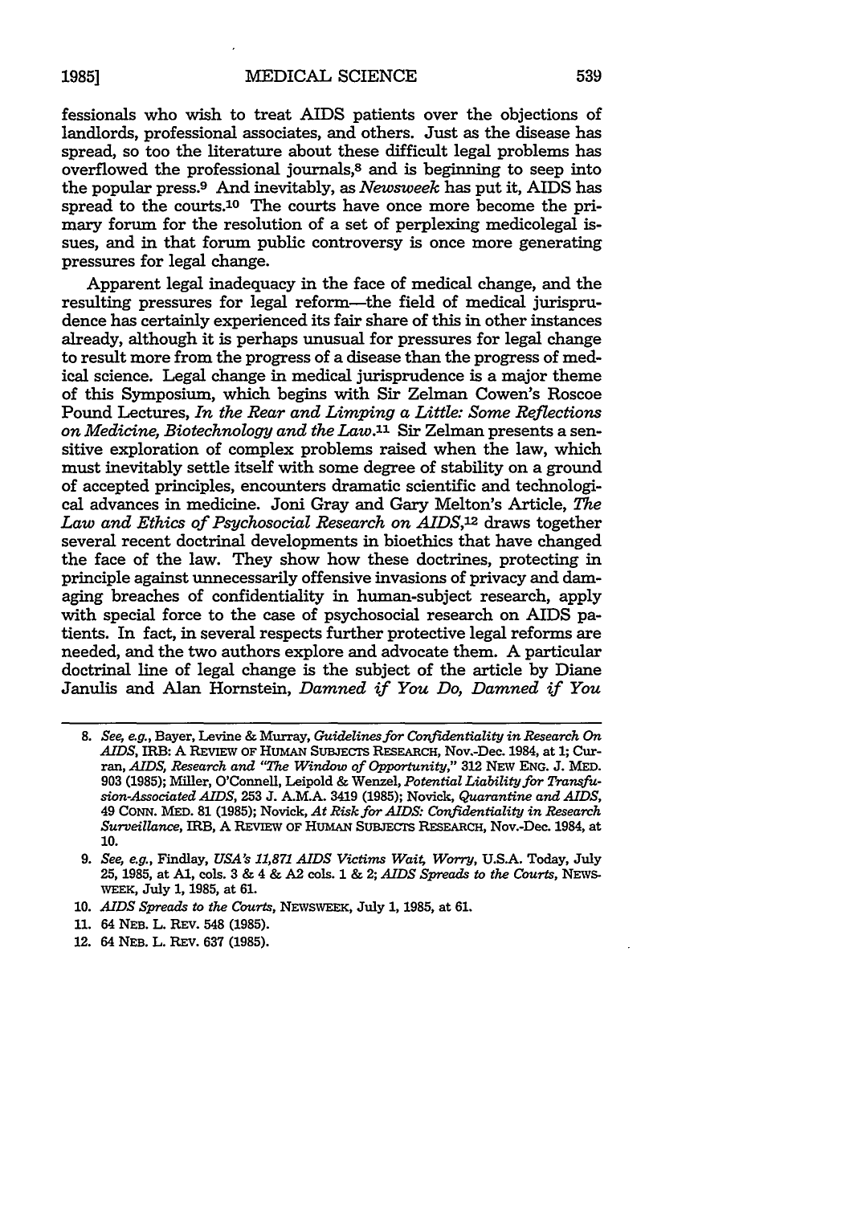fessionals who wish to treat AIDS patients over the objections of landlords, professional associates, and others. Just as the disease has spread, so too the literature about these difficult legal problems has overflowed the professional journals,[8] and is beginning to seep into the popular press.[9] And inevitably, as *Newsweek* has put it, AIDS has spread to the courts.[10] The courts have once more become the primary forum for the resolution of a set of perplexing medicolegal issues, and in that forum public controversy is once more generating pressures for legal change.

Apparent legal inadequacy in the face of medical change, and the resulting pressures for legal reform—the field of medical jurisprudence has certainly experienced its fair share of this in other instances already, although it is perhaps unusual for pressures for legal change to result more from the progress of a disease than the progress of medical science. Legal change in medical jurisprudence is a major theme of this Symposium, which begins with Sir Zelman Cowen's Roscoe Pound Lectures, *In the Rear and Limping a Little: Some Reflections on Medicine, Biotechnology and the Law*.[11] Sir Zelman presents a sensitive exploration of complex problems raised when the law, which must inevitably settle itself with some degree of stability on a ground of accepted principles, encounters dramatic scientific and technological advances in medicine. Joni Gray and Gary Melton's Article, *The Law and Ethics of Psychosocial Research on AIDS*,[12] draws together several recent doctrinal developments in bioethics that have changed the face of the law. They show how these doctrines, protecting in principle against unnecessarily offensive invasions of privacy and damaging breaches of confidentiality in human-subject research, apply with special force to the case of psychosocial research on AIDS patients. In fact, in several respects further protective legal reforms are needed, and the two authors explore and advocate them. A particular doctrinal line of legal change is the subject of the article by Diane Janulis and Alan Hornstein, *Damned if You Do, Damned if You*

---

8. *See, e.g.*, Bayer, Levine & Murray, *Guidelines for Confidentiality in Research On AIDS*, IRB: A REVIEW OF HUMAN SUBJECTS RESEARCH, Nov.-Dec. 1984, at 1; Curran, *AIDS, Research and "The Window of Opportunity,"* 312 NEW ENG. J. MED. 903 (1985); Miller, O'Connell, Leipold & Wenzel, *Potential Liability for Transfusion-Associated AIDS*, 253 J. A.M.A. 3419 (1985); Novick, *Quarantine and AIDS*, 49 CONN. MED. 81 (1985); Novick, *At Risk for AIDS: Confidentiality in Research Surveillance*, IRB, A REVIEW OF HUMAN SUBJECTS RESEARCH, Nov.-Dec. 1984, at 10.

9. *See, e.g.*, Findlay, *USA's 11,871 AIDS Victims Wait, Worry*, U.S.A. Today, July 25, 1985, at A1, cols. 3 & 4 & A2 cols. 1 & 2; *AIDS Spreads to the Courts*, NEWSWEEK, July 1, 1985, at 61.

10. *AIDS Spreads to the Courts*, NEWSWEEK, July 1, 1985, at 61.

11. 64 NEB. L. REV. 548 (1985).

12. 64 NEB. L. REV. 637 (1985).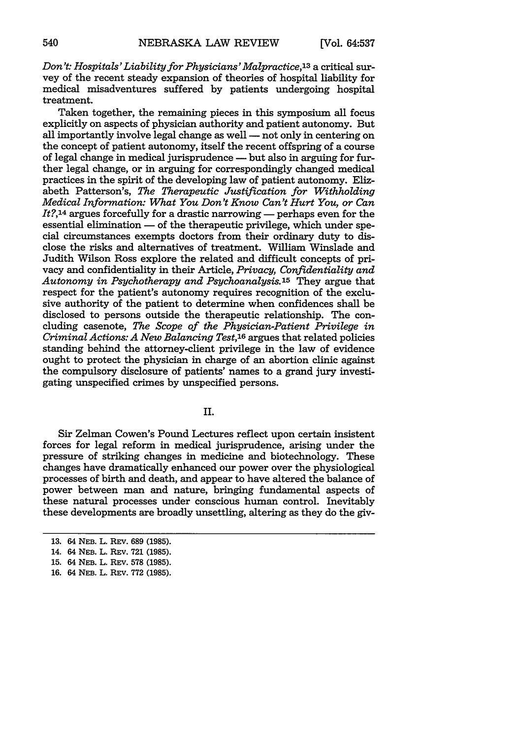*Don't: Hospitals' Liability for Physicians' Malpractice*,[13] a critical survey of the recent steady expansion of theories of hospital liability for medical misadventures suffered by patients undergoing hospital treatment.

Taken together, the remaining pieces in this symposium all focus explicitly on aspects of physician authority and patient autonomy. But all importantly involve legal change as well — not only in centering on the concept of patient autonomy, itself the recent offspring of a course of legal change in medical jurisprudence — but also in arguing for further legal change, or in arguing for correspondingly changed medical practices in the spirit of the developing law of patient autonomy. Elizabeth Patterson's, *The Therapeutic Justification for Withholding Medical Information: What You Don't Know Can't Hurt You, or Can It?*,[14] argues forcefully for a drastic narrowing — perhaps even for the essential elimination — of the therapeutic privilege, which under special circumstances exempts doctors from their ordinary duty to disclose the risks and alternatives of treatment. William Winslade and Judith Wilson Ross explore the related and difficult concepts of privacy and confidentiality in their Article, *Privacy, Confidentiality and Autonomy in Psychotherapy and Psychoanalysis*.[15] They argue that respect for the patient's autonomy requires recognition of the exclusive authority of the patient to determine when confidences shall be disclosed to persons outside the therapeutic relationship. The concluding casenote, *The Scope of the Physician-Patient Privilege in Criminal Actions: A New Balancing Test*,[16] argues that related policies standing behind the attorney-client privilege in the law of evidence ought to protect the physician in charge of an abortion clinic against the compulsory disclosure of patients' names to a grand jury investigating unspecified crimes by unspecified persons.

## II.

Sir Zelman Cowen's Pound Lectures reflect upon certain insistent forces for legal reform in medical jurisprudence, arising under the pressure of striking changes in medicine and biotechnology. These changes have dramatically enhanced our power over the physiological processes of birth and death, and appear to have altered the balance of power between man and nature, bringing fundamental aspects of these natural processes under conscious human control. Inevitably these developments are broadly unsettling, altering as they do the giv-

---

13. 64 NEB. L. REV. 689 (1985).
14. 64 NEB. L. REV. 721 (1985).
15. 64 NEB. L. REV. 578 (1985).
16. 64 NEB. L. REV. 772 (1985).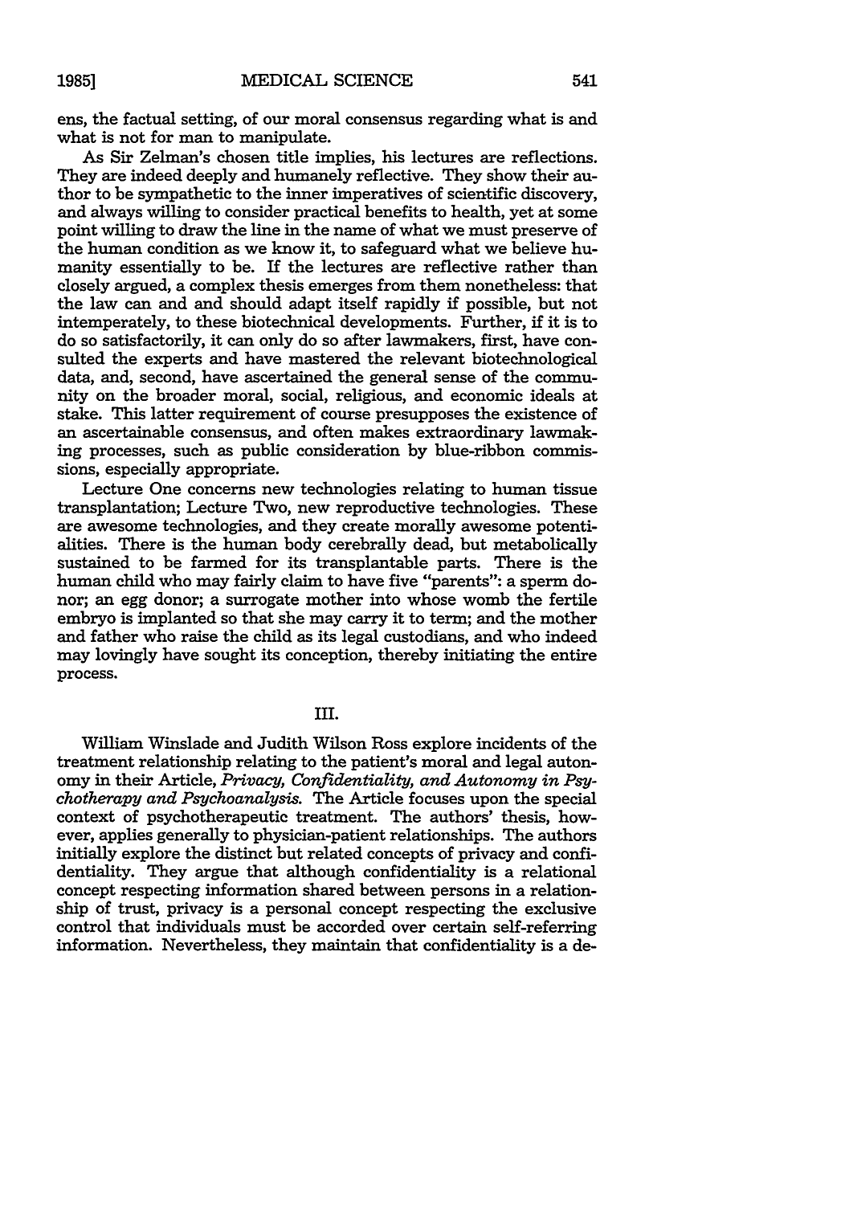ens, the factual setting, of our moral consensus regarding what is and what is not for man to manipulate.

As Sir Zelman's chosen title implies, his lectures are reflections. They are indeed deeply and humanely reflective. They show their author to be sympathetic to the inner imperatives of scientific discovery, and always willing to consider practical benefits to health, yet at some point willing to draw the line in the name of what we must preserve of the human condition as we know it, to safeguard what we believe humanity essentially to be. If the lectures are reflective rather than closely argued, a complex thesis emerges from them nonetheless: that the law can and and should adapt itself rapidly if possible, but not intemperately, to these biotechnical developments. Further, if it is to do so satisfactorily, it can only do so after lawmakers, first, have consulted the experts and have mastered the relevant biotechnological data, and, second, have ascertained the general sense of the community on the broader moral, social, religious, and economic ideals at stake. This latter requirement of course presupposes the existence of an ascertainable consensus, and often makes extraordinary lawmaking processes, such as public consideration by blue-ribbon commissions, especially appropriate.

Lecture One concerns new technologies relating to human tissue transplantation; Lecture Two, new reproductive technologies. These are awesome technologies, and they create morally awesome potentialities. There is the human body cerebrally dead, but metabolically sustained to be farmed for its transplantable parts. There is the human child who may fairly claim to have five "parents": a sperm donor; an egg donor; a surrogate mother into whose womb the fertile embryo is implanted so that she may carry it to term; and the mother and father who raise the child as its legal custodians, and who indeed may lovingly have sought its conception, thereby initiating the entire process.

## III.

William Winslade and Judith Wilson Ross explore incidents of the treatment relationship relating to the patient's moral and legal autonomy in their Article, *Privacy, Confidentiality, and Autonomy in Psychotherapy and Psychoanalysis.* The Article focuses upon the special context of psychotherapeutic treatment. The authors' thesis, however, applies generally to physician-patient relationships. The authors initially explore the distinct but related concepts of privacy and confidentiality. They argue that although confidentiality is a relational concept respecting information shared between persons in a relationship of trust, privacy is a personal concept respecting the exclusive control that individuals must be accorded over certain self-referring information. Nevertheless, they maintain that confidentiality is a de-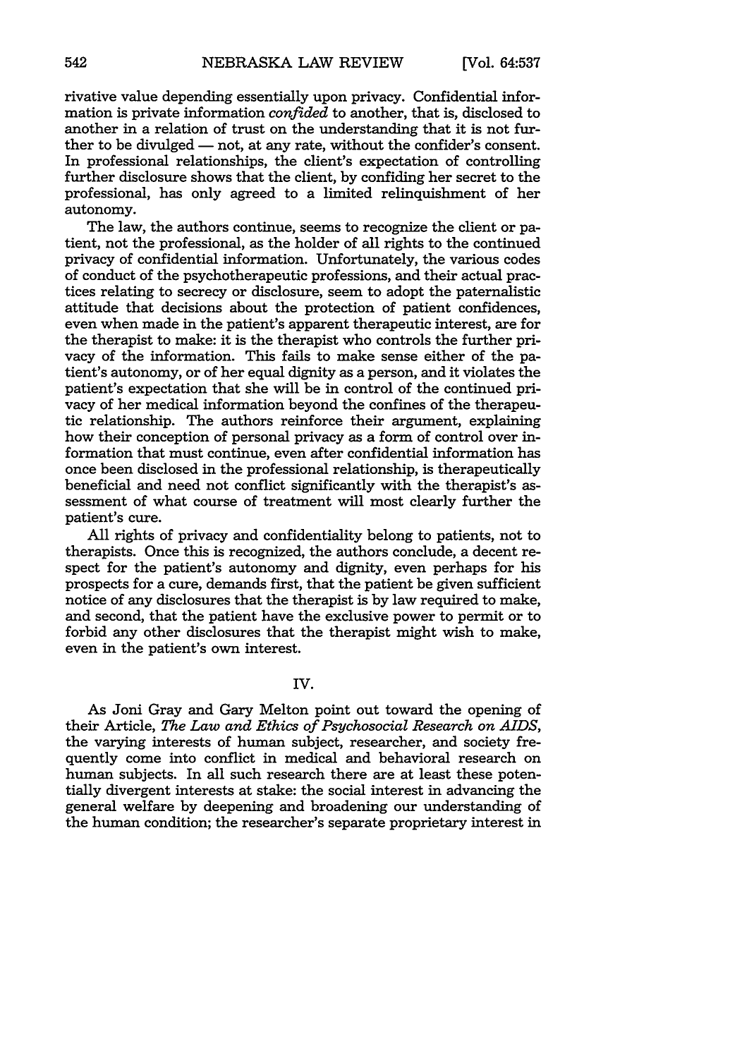rivative value depending essentially upon privacy. Confidential information is private information *confided* to another, that is, disclosed to another in a relation of trust on the understanding that it is not further to be divulged — not, at any rate, without the confider's consent. In professional relationships, the client's expectation of controlling further disclosure shows that the client, by confiding her secret to the professional, has only agreed to a limited relinquishment of her autonomy.

The law, the authors continue, seems to recognize the client or patient, not the professional, as the holder of all rights to the continued privacy of confidential information. Unfortunately, the various codes of conduct of the psychotherapeutic professions, and their actual practices relating to secrecy or disclosure, seem to adopt the paternalistic attitude that decisions about the protection of patient confidences, even when made in the patient's apparent therapeutic interest, are for the therapist to make: it is the therapist who controls the further privacy of the information. This fails to make sense either of the patient's autonomy, or of her equal dignity as a person, and it violates the patient's expectation that she will be in control of the continued privacy of her medical information beyond the confines of the therapeutic relationship. The authors reinforce their argument, explaining how their conception of personal privacy as a form of control over information that must continue, even after confidential information has once been disclosed in the professional relationship, is therapeutically beneficial and need not conflict significantly with the therapist's assessment of what course of treatment will most clearly further the patient's cure.

All rights of privacy and confidentiality belong to patients, not to therapists. Once this is recognized, the authors conclude, a decent respect for the patient's autonomy and dignity, even perhaps for his prospects for a cure, demands first, that the patient be given sufficient notice of any disclosures that the therapist is by law required to make, and second, that the patient have the exclusive power to permit or to forbid any other disclosures that the therapist might wish to make, even in the patient's own interest.

## IV.

As Joni Gray and Gary Melton point out toward the opening of their Article, *The Law and Ethics of Psychosocial Research on AIDS*, the varying interests of human subject, researcher, and society frequently come into conflict in medical and behavioral research on human subjects. In all such research there are at least these potentially divergent interests at stake: the social interest in advancing the general welfare by deepening and broadening our understanding of the human condition; the researcher's separate proprietary interest in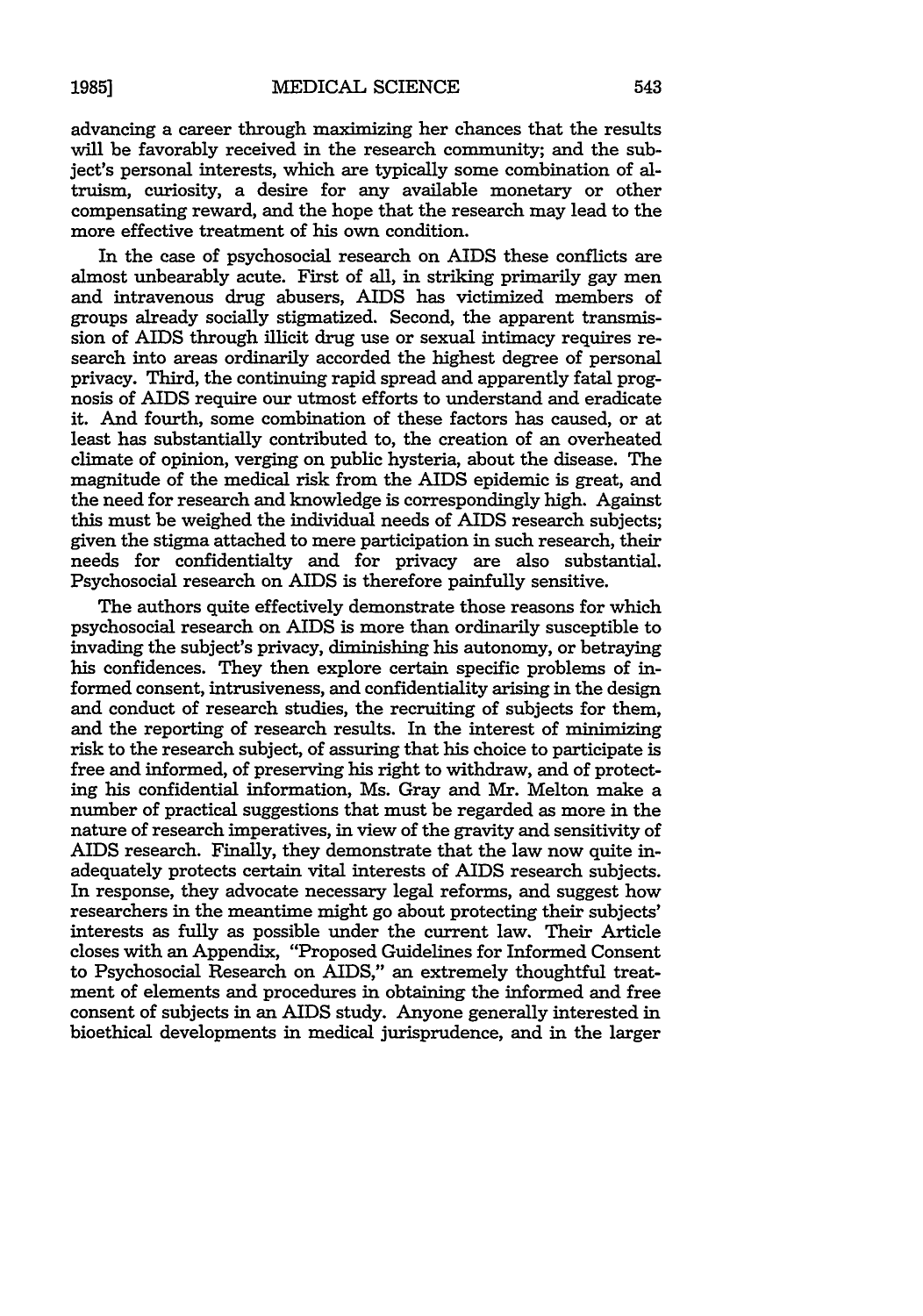advancing a career through maximizing her chances that the results will be favorably received in the research community; and the subject's personal interests, which are typically some combination of altruism, curiosity, a desire for any available monetary or other compensating reward, and the hope that the research may lead to the more effective treatment of his own condition.

In the case of psychosocial research on AIDS these conflicts are almost unbearably acute. First of all, in striking primarily gay men and intravenous drug abusers, AIDS has victimized members of groups already socially stigmatized. Second, the apparent transmission of AIDS through illicit drug use or sexual intimacy requires research into areas ordinarily accorded the highest degree of personal privacy. Third, the continuing rapid spread and apparently fatal prognosis of AIDS require our utmost efforts to understand and eradicate it. And fourth, some combination of these factors has caused, or at least has substantially contributed to, the creation of an overheated climate of opinion, verging on public hysteria, about the disease. The magnitude of the medical risk from the AIDS epidemic is great, and the need for research and knowledge is correspondingly high. Against this must be weighed the individual needs of AIDS research subjects; given the stigma attached to mere participation in such research, their needs for confidentialty and for privacy are also substantial. Psychosocial research on AIDS is therefore painfully sensitive.

The authors quite effectively demonstrate those reasons for which psychosocial research on AIDS is more than ordinarily susceptible to invading the subject's privacy, diminishing his autonomy, or betraying his confidences. They then explore certain specific problems of informed consent, intrusiveness, and confidentiality arising in the design and conduct of research studies, the recruiting of subjects for them, and the reporting of research results. In the interest of minimizing risk to the research subject, of assuring that his choice to participate is free and informed, of preserving his right to withdraw, and of protecting his confidential information, Ms. Gray and Mr. Melton make a number of practical suggestions that must be regarded as more in the nature of research imperatives, in view of the gravity and sensitivity of AIDS research. Finally, they demonstrate that the law now quite inadequately protects certain vital interests of AIDS research subjects. In response, they advocate necessary legal reforms, and suggest how researchers in the meantime might go about protecting their subjects' interests as fully as possible under the current law. Their Article closes with an Appendix, "Proposed Guidelines for Informed Consent to Psychosocial Research on AIDS," an extremely thoughtful treatment of elements and procedures in obtaining the informed and free consent of subjects in an AIDS study. Anyone generally interested in bioethical developments in medical jurisprudence, and in the larger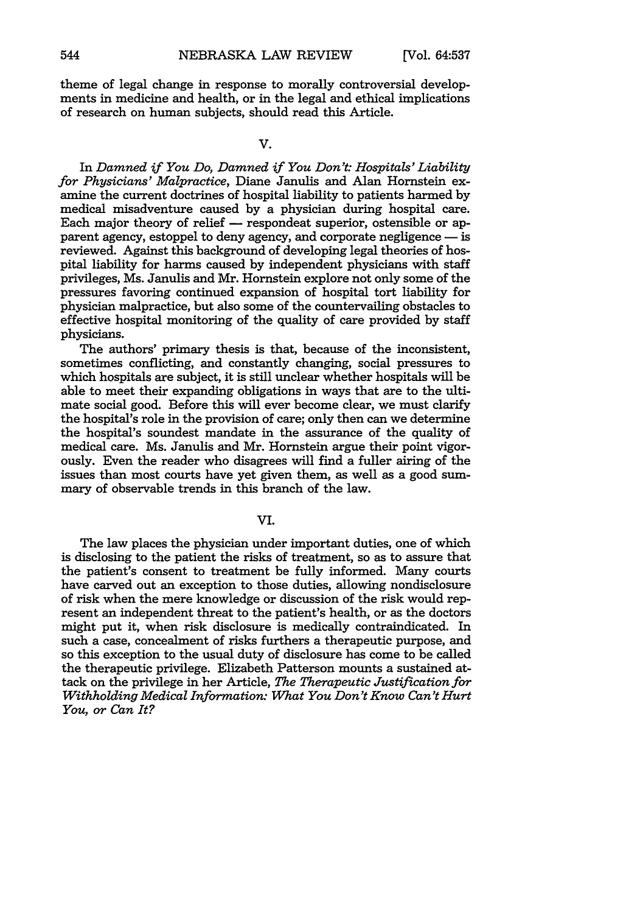theme of legal change in response to morally controversial developments in medicine and health, or in the legal and ethical implications of research on human subjects, should read this Article.

## V.

In *Damned if You Do, Damned if You Don't: Hospitals' Liability for Physicians' Malpractice*, Diane Janulis and Alan Hornstein examine the current doctrines of hospital liability to patients harmed by medical misadventure caused by a physician during hospital care. Each major theory of relief — respondeat superior, ostensible or apparent agency, estoppel to deny agency, and corporate negligence — is reviewed. Against this background of developing legal theories of hospital liability for harms caused by independent physicians with staff privileges, Ms. Janulis and Mr. Hornstein explore not only some of the pressures favoring continued expansion of hospital tort liability for physician malpractice, but also some of the countervailing obstacles to effective hospital monitoring of the quality of care provided by staff physicians.

The authors' primary thesis is that, because of the inconsistent, sometimes conflicting, and constantly changing, social pressures to which hospitals are subject, it is still unclear whether hospitals will be able to meet their expanding obligations in ways that are to the ultimate social good. Before this will ever become clear, we must clarify the hospital's role in the provision of care; only then can we determine the hospital's soundest mandate in the assurance of the quality of medical care. Ms. Janulis and Mr. Hornstein argue their point vigorously. Even the reader who disagrees will find a fuller airing of the issues than most courts have yet given them, as well as a good summary of observable trends in this branch of the law.

## VI.

The law places the physician under important duties, one of which is disclosing to the patient the risks of treatment, so as to assure that the patient's consent to treatment be fully informed. Many courts have carved out an exception to those duties, allowing nondisclosure of risk when the mere knowledge or discussion of the risk would represent an independent threat to the patient's health, or as the doctors might put it, when risk disclosure is medically contraindicated. In such a case, concealment of risks furthers a therapeutic purpose, and so this exception to the usual duty of disclosure has come to be called the therapeutic privilege. Elizabeth Patterson mounts a sustained attack on the privilege in her Article, *The Therapeutic Justification for Withholding Medical Information: What You Don't Know Can't Hurt You, or Can It?*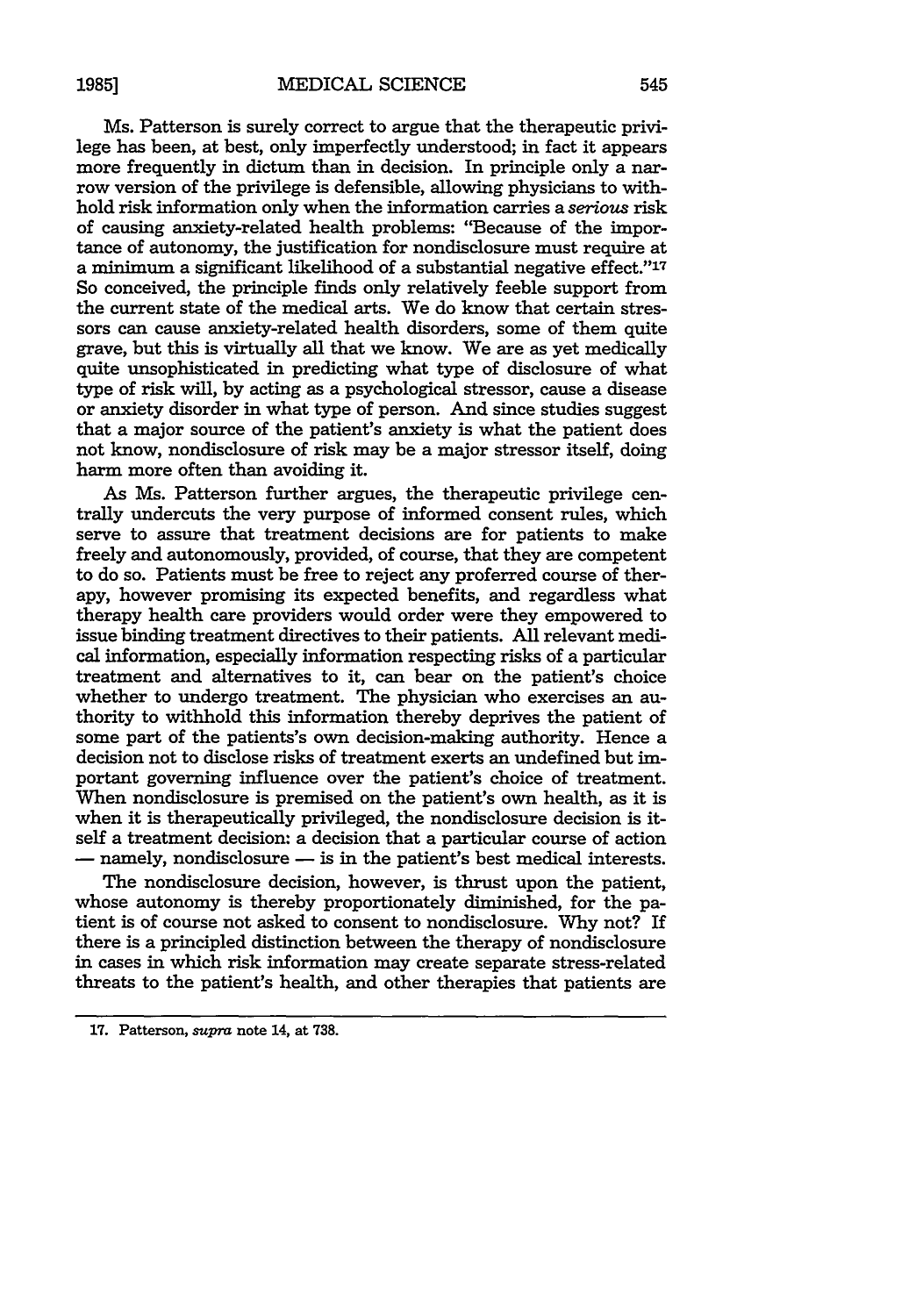Ms. Patterson is surely correct to argue that the therapeutic privilege has been, at best, only imperfectly understood; in fact it appears more frequently in dictum than in decision. In principle only a narrow version of the privilege is defensible, allowing physicians to withhold risk information only when the information carries a *serious* risk of causing anxiety-related health problems: "Because of the importance of autonomy, the justification for nondisclosure must require at a minimum a significant likelihood of a substantial negative effect."[17] So conceived, the principle finds only relatively feeble support from the current state of the medical arts. We do know that certain stressors can cause anxiety-related health disorders, some of them quite grave, but this is virtually all that we know. We are as yet medically quite unsophisticated in predicting what type of disclosure of what type of risk will, by acting as a psychological stressor, cause a disease or anxiety disorder in what type of person. And since studies suggest that a major source of the patient's anxiety is what the patient does not know, nondisclosure of risk may be a major stressor itself, doing harm more often than avoiding it.

As Ms. Patterson further argues, the therapeutic privilege centrally undercuts the very purpose of informed consent rules, which serve to assure that treatment decisions are for patients to make freely and autonomously, provided, of course, that they are competent to do so. Patients must be free to reject any proferred course of therapy, however promising its expected benefits, and regardless what therapy health care providers would order were they empowered to issue binding treatment directives to their patients. All relevant medical information, especially information respecting risks of a particular treatment and alternatives to it, can bear on the patient's choice whether to undergo treatment. The physician who exercises an authority to withhold this information thereby deprives the patient of some part of the patients's own decision-making authority. Hence a decision not to disclose risks of treatment exerts an undefined but important governing influence over the patient's choice of treatment. When nondisclosure is premised on the patient's own health, as it is when it is therapeutically privileged, the nondisclosure decision is itself a treatment decision: a decision that a particular course of action — namely, nondisclosure — is in the patient's best medical interests.

The nondisclosure decision, however, is thrust upon the patient, whose autonomy is thereby proportionately diminished, for the patient is of course not asked to consent to nondisclosure. Why not? If there is a principled distinction between the therapy of nondisclosure in cases in which risk information may create separate stress-related threats to the patient's health, and other therapies that patients are

---

17. Patterson, *supra* note 14, at 738.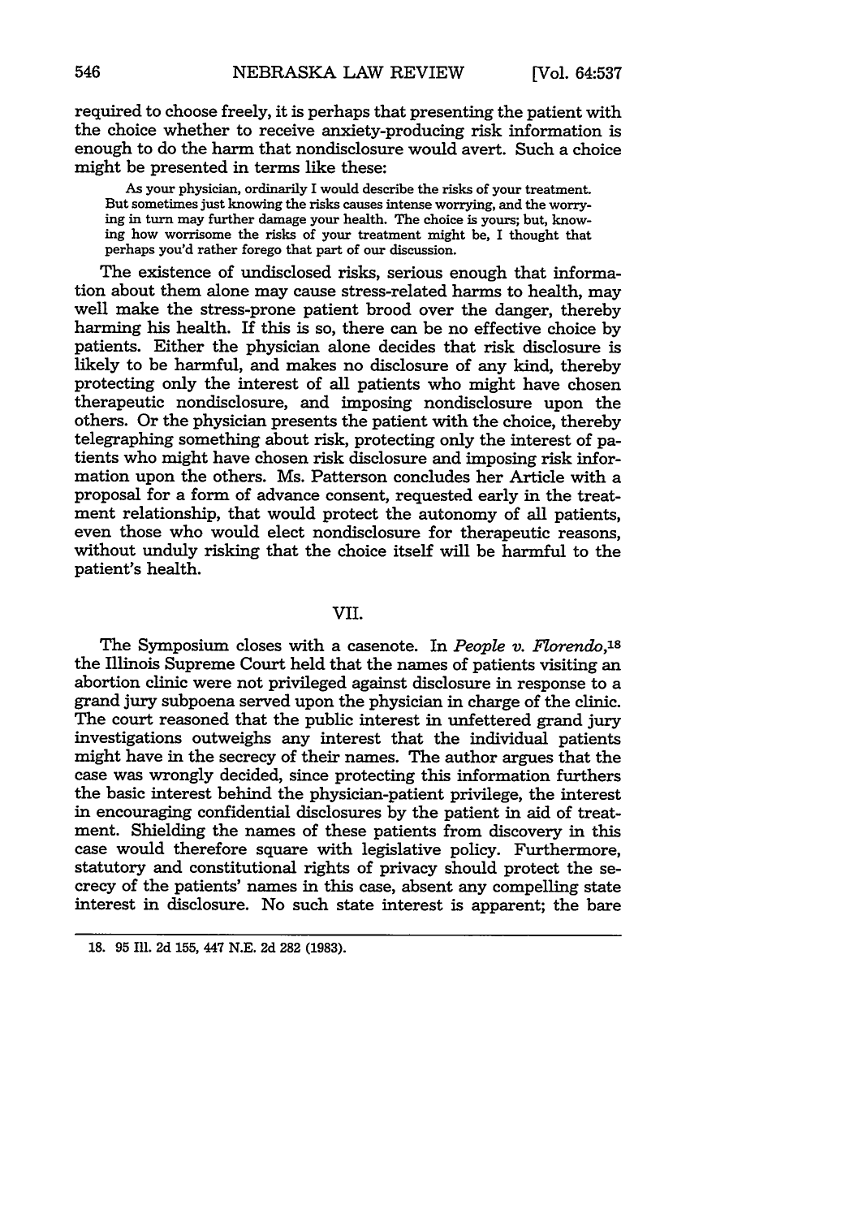required to choose freely, it is perhaps that presenting the patient with the choice whether to receive anxiety-producing risk information is enough to do the harm that nondisclosure would avert. Such a choice might be presented in terms like these:

> As your physician, ordinarily I would describe the risks of your treatment. But sometimes just knowing the risks causes intense worrying, and the worrying in turn may further damage your health. The choice is yours; but, knowing how worrisome the risks of your treatment might be, I thought that perhaps you'd rather forego that part of our discussion.

The existence of undisclosed risks, serious enough that information about them alone may cause stress-related harms to health, may well make the stress-prone patient brood over the danger, thereby harming his health. If this is so, there can be no effective choice by patients. Either the physician alone decides that risk disclosure is likely to be harmful, and makes no disclosure of any kind, thereby protecting only the interest of all patients who might have chosen therapeutic nondisclosure, and imposing nondisclosure upon the others. Or the physician presents the patient with the choice, thereby telegraphing something about risk, protecting only the interest of patients who might have chosen risk disclosure and imposing risk information upon the others. Ms. Patterson concludes her Article with a proposal for a form of advance consent, requested early in the treatment relationship, that would protect the autonomy of all patients, even those who would elect nondisclosure for therapeutic reasons, without unduly risking that the choice itself will be harmful to the patient's health.

## VII.

The Symposium closes with a casenote. In *People v. Florendo*,[18] the Illinois Supreme Court held that the names of patients visiting an abortion clinic were not privileged against disclosure in response to a grand jury subpoena served upon the physician in charge of the clinic. The court reasoned that the public interest in unfettered grand jury investigations outweighs any interest that the individual patients might have in the secrecy of their names. The author argues that the case was wrongly decided, since protecting this information furthers the basic interest behind the physician-patient privilege, the interest in encouraging confidential disclosures by the patient in aid of treatment. Shielding the names of these patients from discovery in this case would therefore square with legislative policy. Furthermore, statutory and constitutional rights of privacy should protect the secrecy of the patients' names in this case, absent any compelling state interest in disclosure. No such state interest is apparent; the bare

---

18. 95 Ill. 2d 155, 447 N.E. 2d 282 (1983).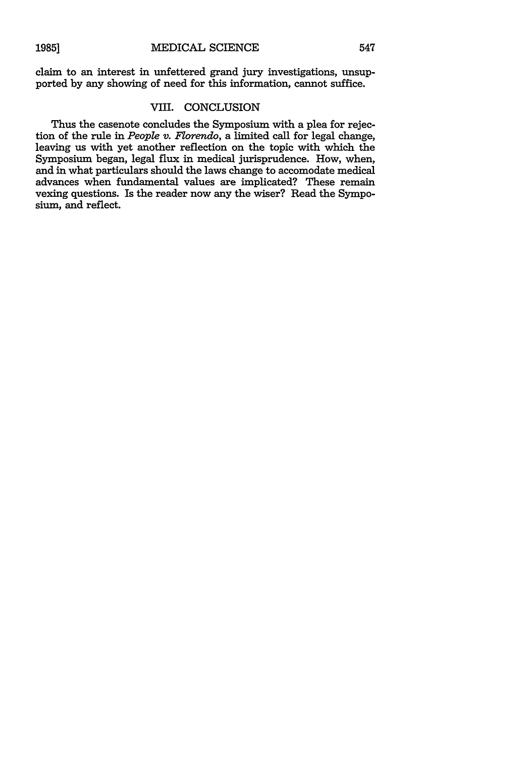claim to an interest in unfettered grand jury investigations, unsupported by any showing of need for this information, cannot suffice.

## VIII. CONCLUSION

Thus the casenote concludes the Symposium with a plea for rejection of the rule in *People v. Florendo*, a limited call for legal change, leaving us with yet another reflection on the topic with which the Symposium began, legal flux in medical jurisprudence. How, when, and in what particulars should the laws change to accomodate medical advances when fundamental values are implicated? These remain vexing questions. Is the reader now any the wiser? Read the Symposium, and reflect.